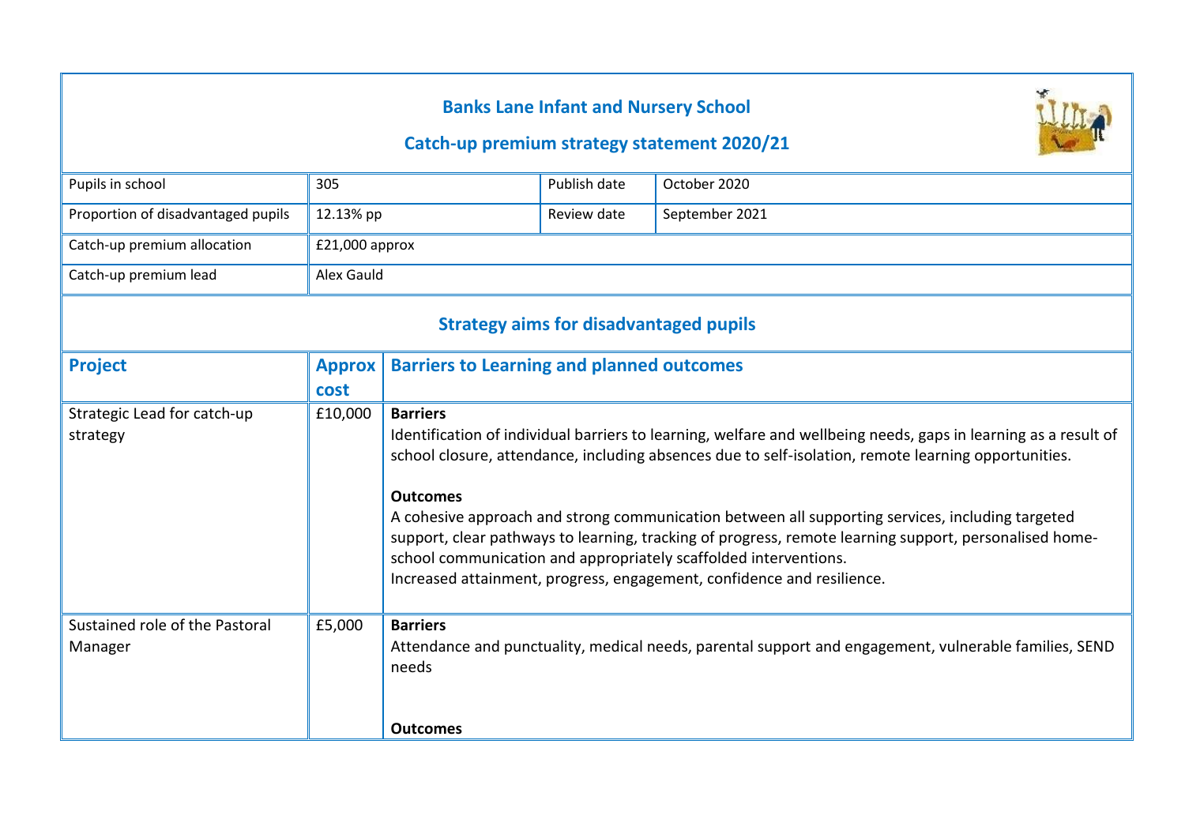## Banks Lane Infant and Nursery School

## Catch-up premium strategy statement 2020/21

| Pupils in school | 305 | Publish date | October 2020 |
|---|---|---|---|
| Proportion of disadvantaged pupils | 12.13% pp | Review date | September 2021 |
| Catch-up premium allocation | £21,000 approx | | |
| Catch-up premium lead | Alex Gauld | | |

## Strategy aims for disadvantaged pupils

| Project | Approx cost | Barriers to Learning and planned outcomes |
|---|---|---|
| Strategic Lead for catch-up strategy | £10,000 | **Barriers**<br>Identification of individual barriers to learning, welfare and wellbeing needs, gaps in learning as a result of school closure, attendance, including absences due to self-isolation, remote learning opportunities.<br><br>**Outcomes**<br>A cohesive approach and strong communication between all supporting services, including targeted support, clear pathways to learning, tracking of progress, remote learning support, personalised home-school communication and appropriately scaffolded interventions.<br>Increased attainment, progress, engagement, confidence and resilience. |
| Sustained role of the Pastoral Manager | £5,000 | **Barriers**<br>Attendance and punctuality, medical needs, parental support and engagement, vulnerable families, SEND needs<br><br>**Outcomes** |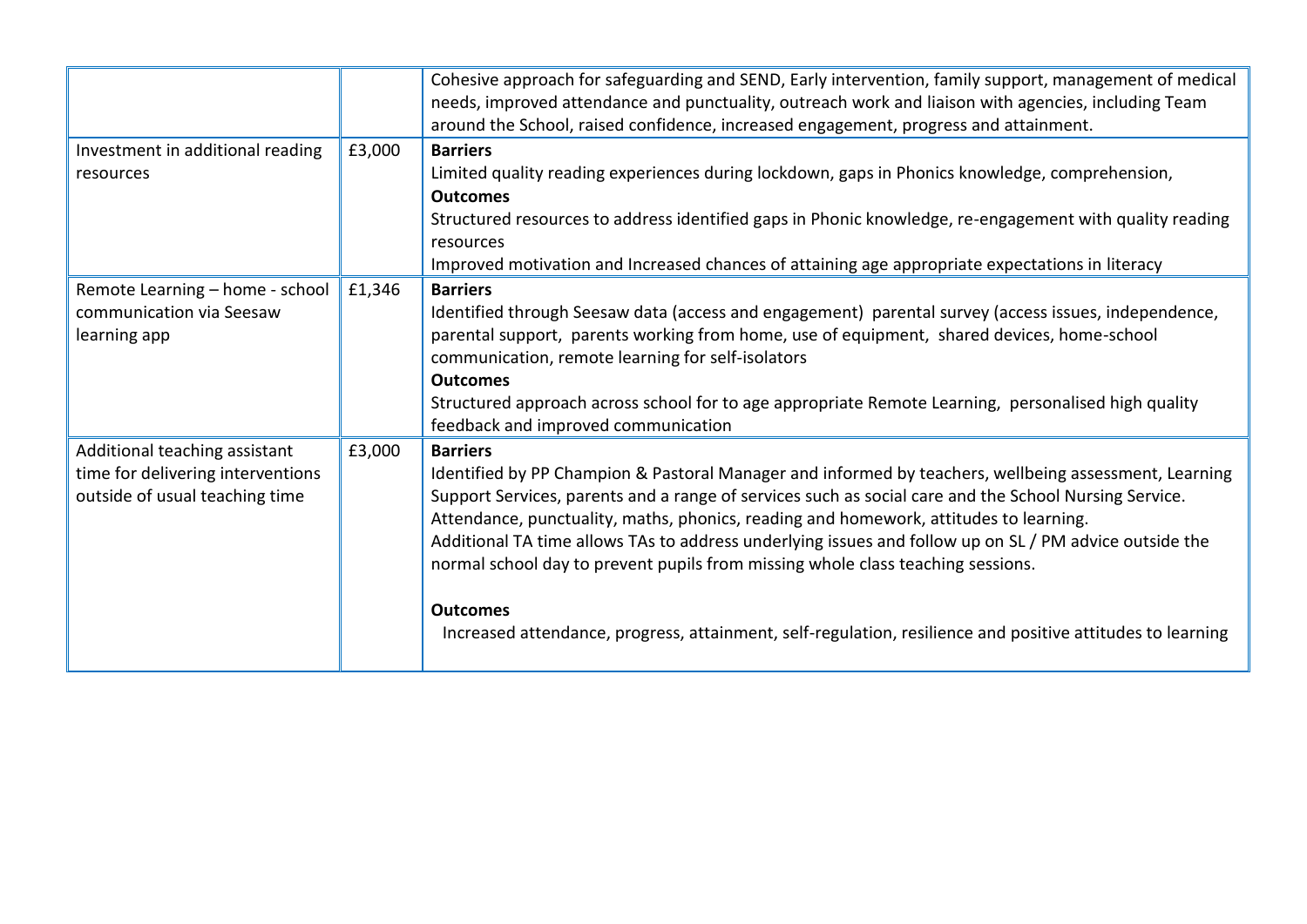| | | |
|---|---|---|
| | | Cohesive approach for safeguarding and SEND, Early intervention, family support, management of medical needs, improved attendance and punctuality, outreach work and liaison with agencies, including Team around the School, raised confidence, increased engagement, progress and attainment. |
| Investment in additional reading resources | £3,000 | **Barriers**<br>Limited quality reading experiences during lockdown, gaps in Phonics knowledge, comprehension,<br>**Outcomes**<br>Structured resources to address identified gaps in Phonic knowledge, re-engagement with quality reading resources<br>Improved motivation and Increased chances of attaining age appropriate expectations in literacy |
| Remote Learning – home - school communication via Seesaw learning app | £1,346 | **Barriers**<br>Identified through Seesaw data (access and engagement) parental survey (access issues, independence, parental support, parents working from home, use of equipment, shared devices, home-school communication, remote learning for self-isolators<br>**Outcomes**<br>Structured approach across school for to age appropriate Remote Learning, personalised high quality feedback and improved communication |
| Additional teaching assistant time for delivering interventions outside of usual teaching time | £3,000 | **Barriers**<br>Identified by PP Champion & Pastoral Manager and informed by teachers, wellbeing assessment, Learning Support Services, parents and a range of services such as social care and the School Nursing Service. Attendance, punctuality, maths, phonics, reading and homework, attitudes to learning.<br>Additional TA time allows TAs to address underlying issues and follow up on SL / PM advice outside the normal school day to prevent pupils from missing whole class teaching sessions.<br><br>**Outcomes**<br>Increased attendance, progress, attainment, self-regulation, resilience and positive attitudes to learning |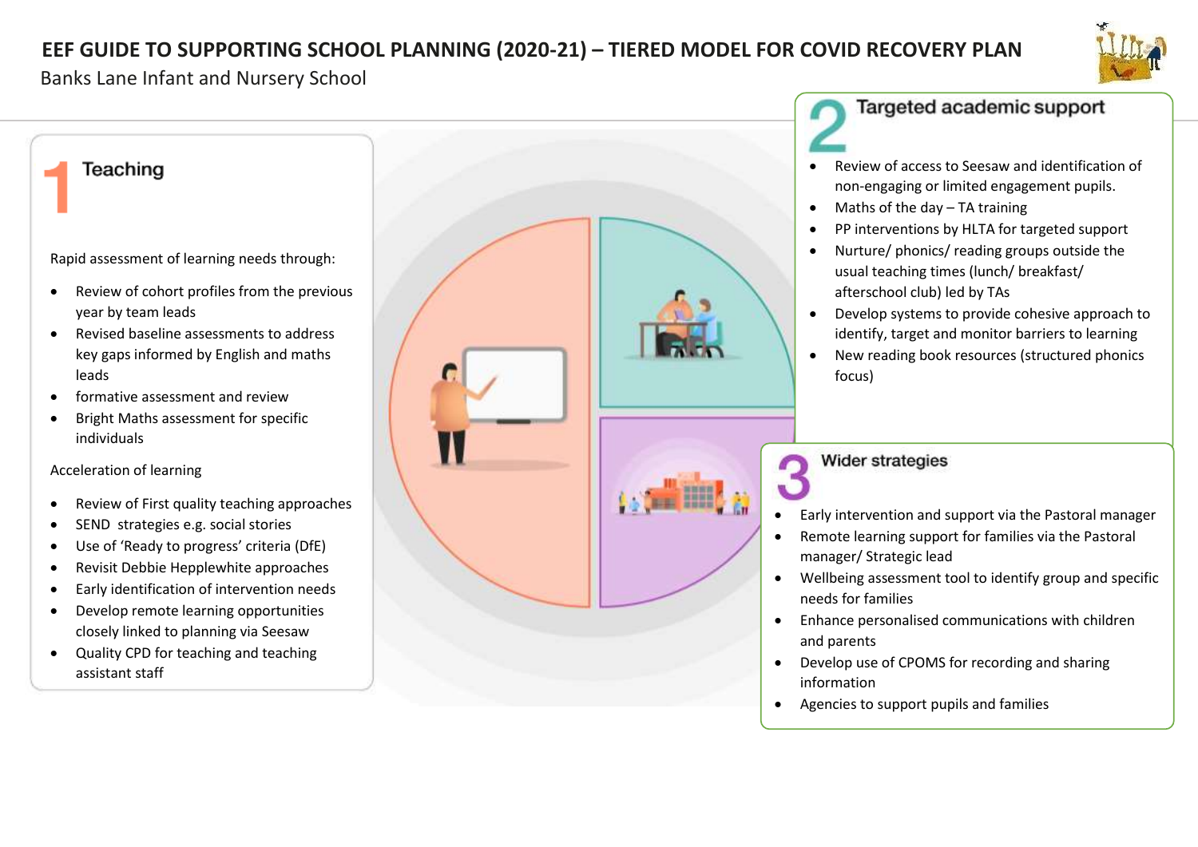# EEF GUIDE TO SUPPORTING SCHOOL PLANNING (2020-21) – TIERED MODEL FOR COVID RECOVERY PLAN

Banks Lane Infant and Nursery School

## 1 Teaching

Rapid assessment of learning needs through:

- Review of cohort profiles from the previous year by team leads
- Revised baseline assessments to address key gaps informed by English and maths leads
- formative assessment and review
- Bright Maths assessment for specific individuals

Acceleration of learning

- Review of First quality teaching approaches
- SEND strategies e.g. social stories
- Use of 'Ready to progress' criteria (DfE)
- Revisit Debbie Hepplewhite approaches
- Early identification of intervention needs
- Develop remote learning opportunities closely linked to planning via Seesaw
- Quality CPD for teaching and teaching assistant staff

## 2 Targeted academic support

- Review of access to Seesaw and identification of non-engaging or limited engagement pupils.
- Maths of the day – TA training
- PP interventions by HLTA for targeted support
- Nurture/ phonics/ reading groups outside the usual teaching times (lunch/ breakfast/ afterschool club) led by TAs
- Develop systems to provide cohesive approach to identify, target and monitor barriers to learning
- New reading book resources (structured phonics focus)

## 3 Wider strategies

- Early intervention and support via the Pastoral manager
- Remote learning support for families via the Pastoral manager/ Strategic lead
- Wellbeing assessment tool to identify group and specific needs for families
- Enhance personalised communications with children and parents
- Develop use of CPOMS for recording and sharing information
- Agencies to support pupils and families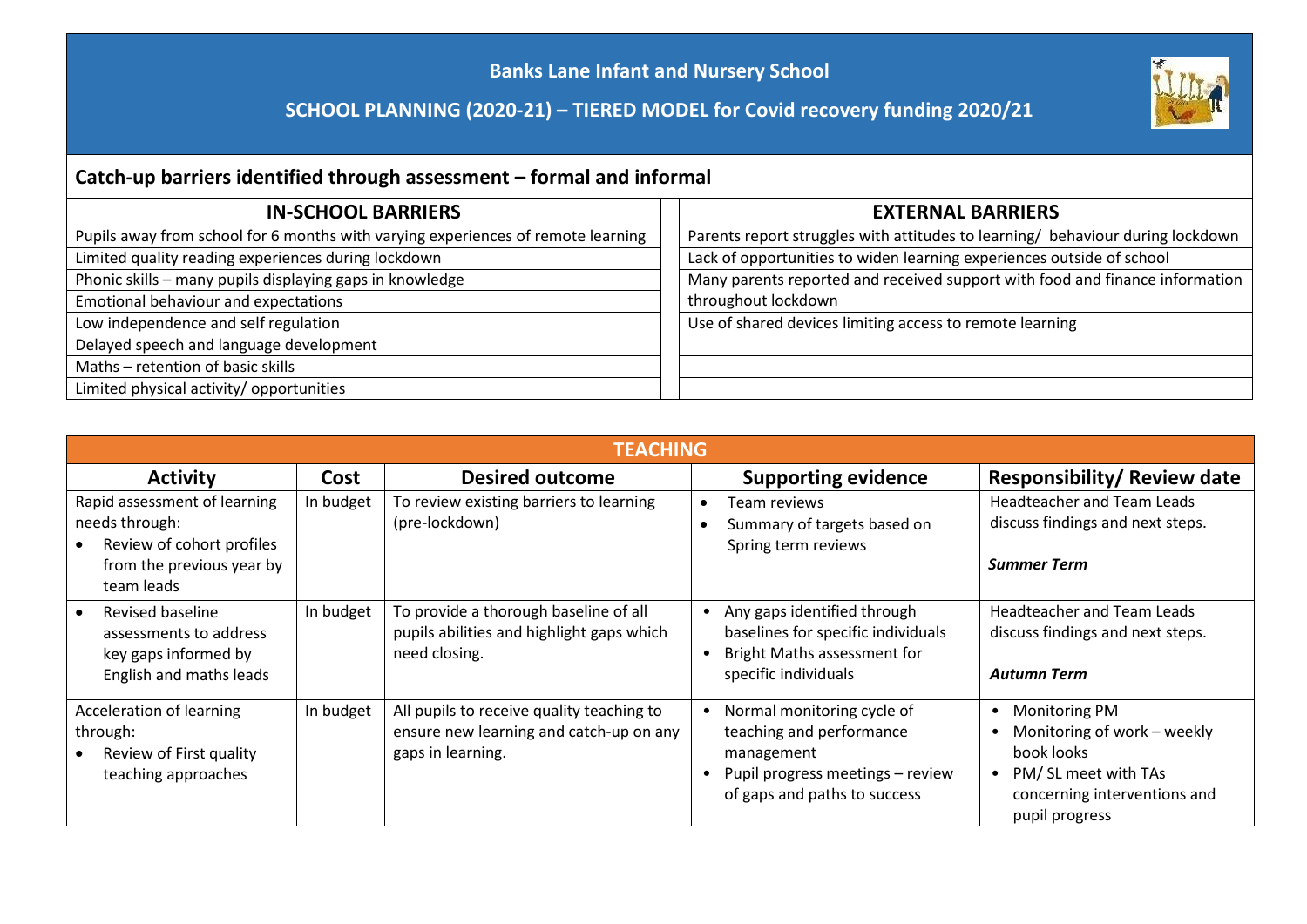# Banks Lane Infant and Nursery School

## SCHOOL PLANNING (2020-21) – TIERED MODEL for Covid recovery funding 2020/21

## Catch-up barriers identified through assessment – formal and informal

| IN-SCHOOL BARRIERS | EXTERNAL BARRIERS |
|---|---|
| Pupils away from school for 6 months with varying experiences of remote learning | Parents report struggles with attitudes to learning/ behaviour during lockdown |
| Limited quality reading experiences during lockdown | Lack of opportunities to widen learning experiences outside of school |
| Phonic skills – many pupils displaying gaps in knowledge | Many parents reported and received support with food and finance information throughout lockdown |
| Emotional behaviour and expectations | |
| Low independence and self regulation | Use of shared devices limiting access to remote learning |
| Delayed speech and language development | |
| Maths – retention of basic skills | |
| Limited physical activity/ opportunities | |

| TEACHING | | | | |
|---|---|---|---|---|
| **Activity** | **Cost** | **Desired outcome** | **Supporting evidence** | **Responsibility/ Review date** |
| Rapid assessment of learning needs through:<br>• Review of cohort profiles from the previous year by team leads | In budget | To review existing barriers to learning (pre-lockdown) | • Team reviews<br>• Summary of targets based on Spring term reviews | Headteacher and Team Leads discuss findings and next steps.<br><br>***Summer Term*** |
| • Revised baseline assessments to address key gaps informed by English and maths leads | In budget | To provide a thorough baseline of all pupils abilities and highlight gaps which need closing. | • Any gaps identified through baselines for specific individuals<br>• Bright Maths assessment for specific individuals | Headteacher and Team Leads discuss findings and next steps.<br><br>***Autumn Term*** |
| Acceleration of learning through:<br>• Review of First quality teaching approaches | In budget | All pupils to receive quality teaching to ensure new learning and catch-up on any gaps in learning. | • Normal monitoring cycle of teaching and performance management<br>• Pupil progress meetings – review of gaps and paths to success | • Monitoring PM<br>• Monitoring of work – weekly book looks<br>• PM/ SL meet with TAs concerning interventions and pupil progress |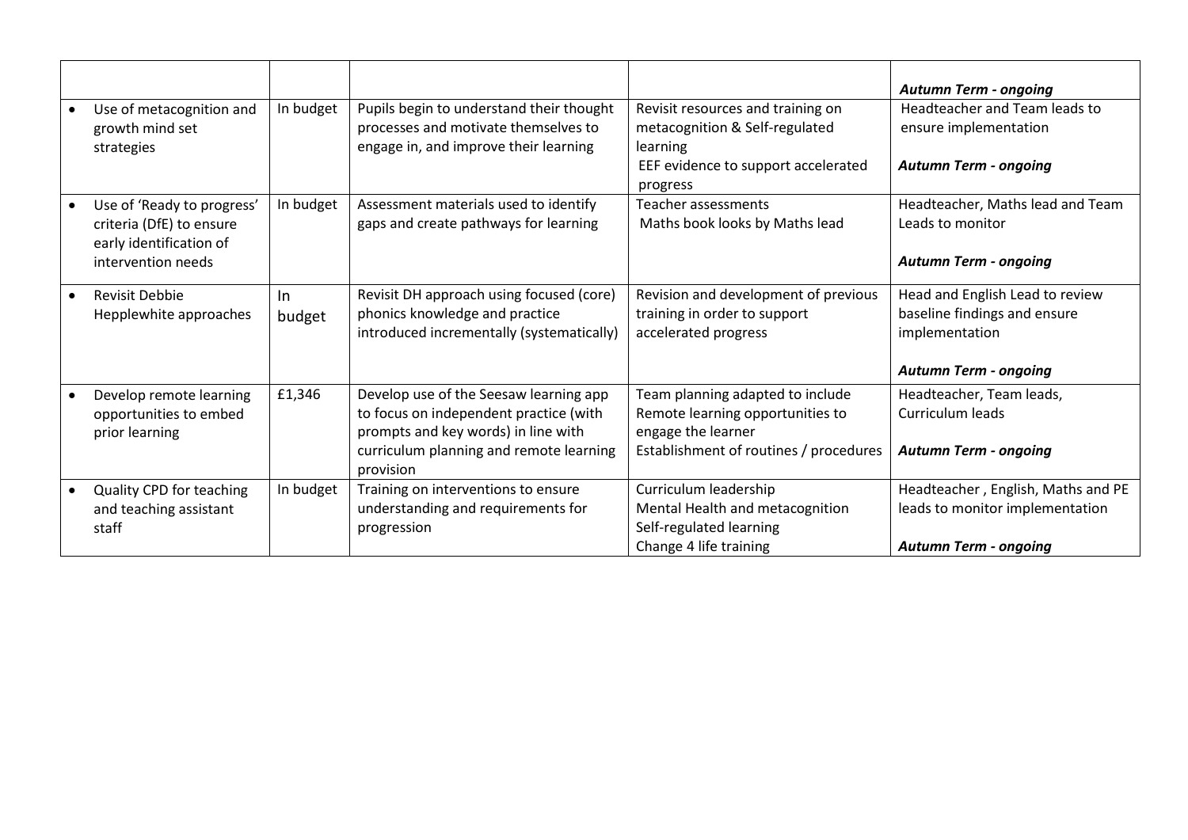| | | | | |
|---|---|---|---|---|
| | | | | ***Autumn Term - ongoing*** |
| • Use of metacognition and growth mind set strategies | In budget | Pupils begin to understand their thought processes and motivate themselves to engage in, and improve their learning | Revisit resources and training on metacognition & Self-regulated learning<br>EEF evidence to support accelerated progress | Headteacher and Team leads to ensure implementation<br><br>***Autumn Term - ongoing*** |
| • Use of 'Ready to progress' criteria (DfE) to ensure early identification of intervention needs | In budget | Assessment materials used to identify gaps and create pathways for learning | Teacher assessments<br>Maths book looks by Maths lead | Headteacher, Maths lead and Team Leads to monitor<br><br>***Autumn Term - ongoing*** |
| • Revisit Debbie Hepplewhite approaches | In budget | Revisit DH approach using focused (core) phonics knowledge and practice introduced incrementally (systematically) | Revision and development of previous training in order to support accelerated progress | Head and English Lead to review baseline findings and ensure implementation<br><br>***Autumn Term - ongoing*** |
| • Develop remote learning opportunities to embed prior learning | £1,346 | Develop use of the Seesaw learning app to focus on independent practice (with prompts and key words) in line with curriculum planning and remote learning provision | Team planning adapted to include Remote learning opportunities to engage the learner<br>Establishment of routines / procedures | Headteacher, Team leads, Curriculum leads<br><br>***Autumn Term - ongoing*** |
| • Quality CPD for teaching and teaching assistant staff | In budget | Training on interventions to ensure understanding and requirements for progression | Curriculum leadership<br>Mental Health and metacognition<br>Self-regulated learning<br>Change 4 life training | Headteacher , English, Maths and PE leads to monitor implementation<br><br>***Autumn Term - ongoing*** |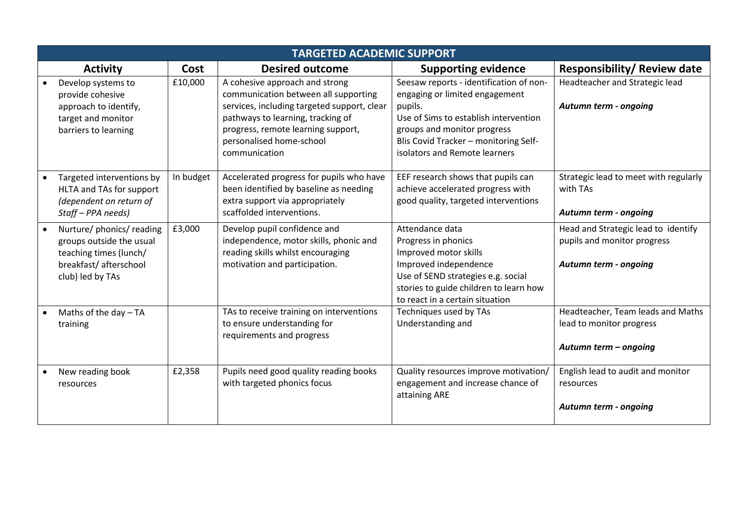| TARGETED ACADEMIC SUPPORT | | | | |
|---|---|---|---|---|
| **Activity** | **Cost** | **Desired outcome** | **Supporting evidence** | **Responsibility/ Review date** |
| • Develop systems to provide cohesive approach to identify, target and monitor barriers to learning | £10,000 | A cohesive approach and strong communication between all supporting services, including targeted support, clear pathways to learning, tracking of progress, remote learning support, personalised home-school communication | Seesaw reports - identification of non-engaging or limited engagement pupils.<br>Use of Sims to establish intervention groups and monitor progress<br>Blis Covid Tracker – monitoring Self-isolators and Remote learners | Headteacher and Strategic lead<br><br>***Autumn term - ongoing*** |
| • Targeted interventions by HLTA and TAs for support *(dependent on return of Staff – PPA needs)* | In budget | Accelerated progress for pupils who have been identified by baseline as needing extra support via appropriately scaffolded interventions. | EEF research shows that pupils can achieve accelerated progress with good quality, targeted interventions | Strategic lead to meet with regularly with TAs<br><br>***Autumn term - ongoing*** |
| • Nurture/ phonics/ reading groups outside the usual teaching times (lunch/ breakfast/ afterschool club) led by TAs | £3,000 | Develop pupil confidence and independence, motor skills, phonic and reading skills whilst encouraging motivation and participation. | Attendance data<br>Progress in phonics<br>Improved motor skills<br>Improved independence<br>Use of SEND strategies e.g. social stories to guide children to learn how to react in a certain situation | Head and Strategic lead to identify pupils and monitor progress<br><br>***Autumn term - ongoing*** |
| • Maths of the day – TA training | | TAs to receive training on interventions to ensure understanding for requirements and progress | Techniques used by TAs<br>Understanding and | Headteacher, Team leads and Maths lead to monitor progress<br><br>***Autumn term – ongoing*** |
| • New reading book resources | £2,358 | Pupils need good quality reading books with targeted phonics focus | Quality resources improve motivation/ engagement and increase chance of attaining ARE | English lead to audit and monitor resources<br><br>***Autumn term - ongoing*** |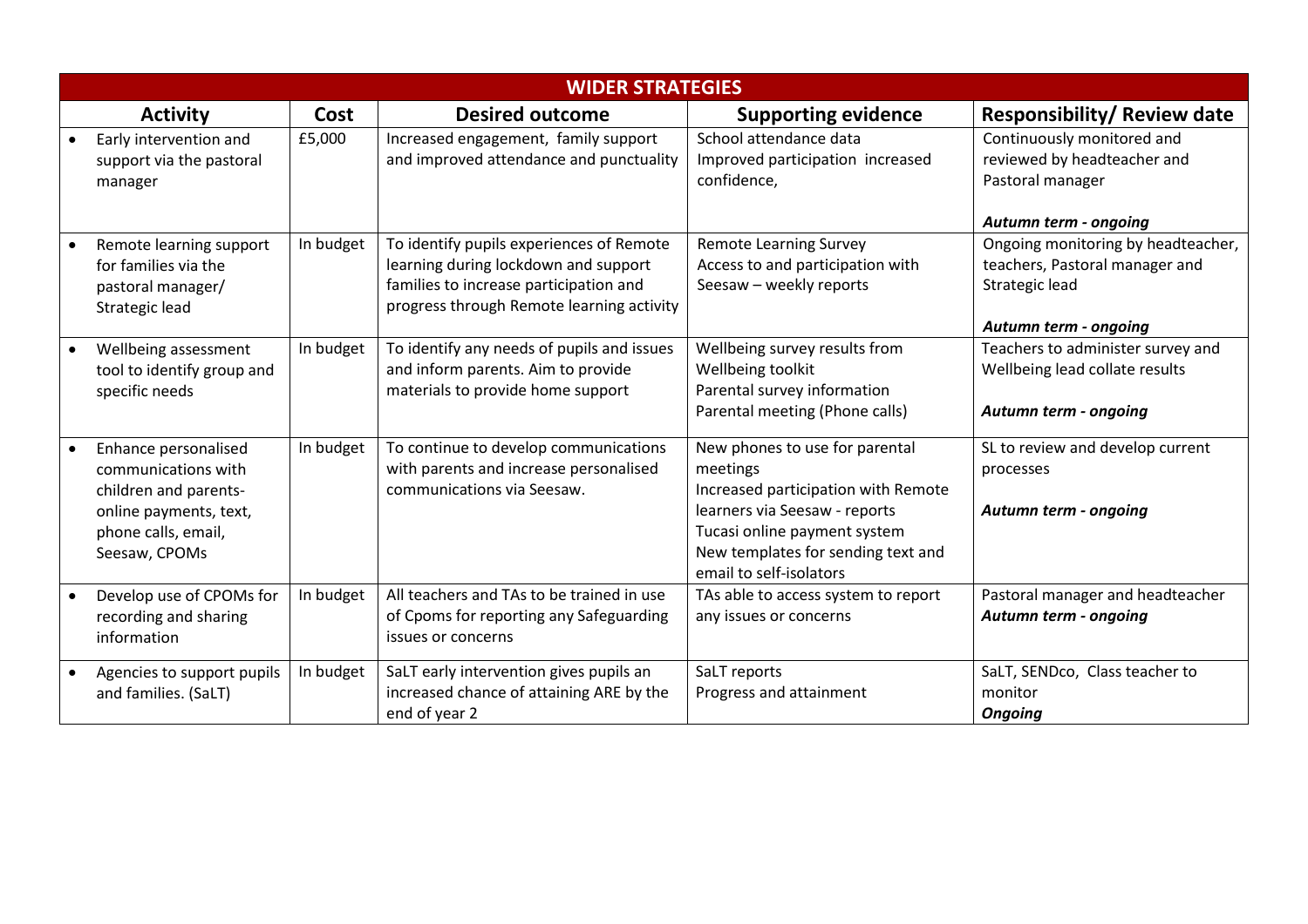| WIDER STRATEGIES | | | | |
|---|---|---|---|---|
| **Activity** | **Cost** | **Desired outcome** | **Supporting evidence** | **Responsibility/ Review date** |
| • Early intervention and support via the pastoral manager | £5,000 | Increased engagement, family support and improved attendance and punctuality | School attendance data<br>Improved participation increased confidence, | Continuously monitored and reviewed by headteacher and Pastoral manager<br>***Autumn term - ongoing*** |
| • Remote learning support for families via the pastoral manager/ Strategic lead | In budget | To identify pupils experiences of Remote learning during lockdown and support families to increase participation and progress through Remote learning activity | Remote Learning Survey<br>Access to and participation with Seesaw – weekly reports | Ongoing monitoring by headteacher, teachers, Pastoral manager and Strategic lead<br>***Autumn term - ongoing*** |
| • Wellbeing assessment tool to identify group and specific needs | In budget | To identify any needs of pupils and issues and inform parents. Aim to provide materials to provide home support | Wellbeing survey results from Wellbeing toolkit<br>Parental survey information<br>Parental meeting (Phone calls) | Teachers to administer survey and Wellbeing lead collate results<br>***Autumn term - ongoing*** |
| • Enhance personalised communications with children and parents- online payments, text, phone calls, email, Seesaw, CPOMs | In budget | To continue to develop communications with parents and increase personalised communications via Seesaw. | New phones to use for parental meetings<br>Increased participation with Remote learners via Seesaw - reports<br>Tucasi online payment system<br>New templates for sending text and email to self-isolators | SL to review and develop current processes<br>***Autumn term - ongoing*** |
| • Develop use of CPOMs for recording and sharing information | In budget | All teachers and TAs to be trained in use of Cpoms for reporting any Safeguarding issues or concerns | TAs able to access system to report any issues or concerns | Pastoral manager and headteacher<br>***Autumn term - ongoing*** |
| • Agencies to support pupils and families. (SaLT) | In budget | SaLT early intervention gives pupils an increased chance of attaining ARE by the end of year 2 | SaLT reports<br>Progress and attainment | SaLT, SENDco, Class teacher to monitor<br>***Ongoing*** |